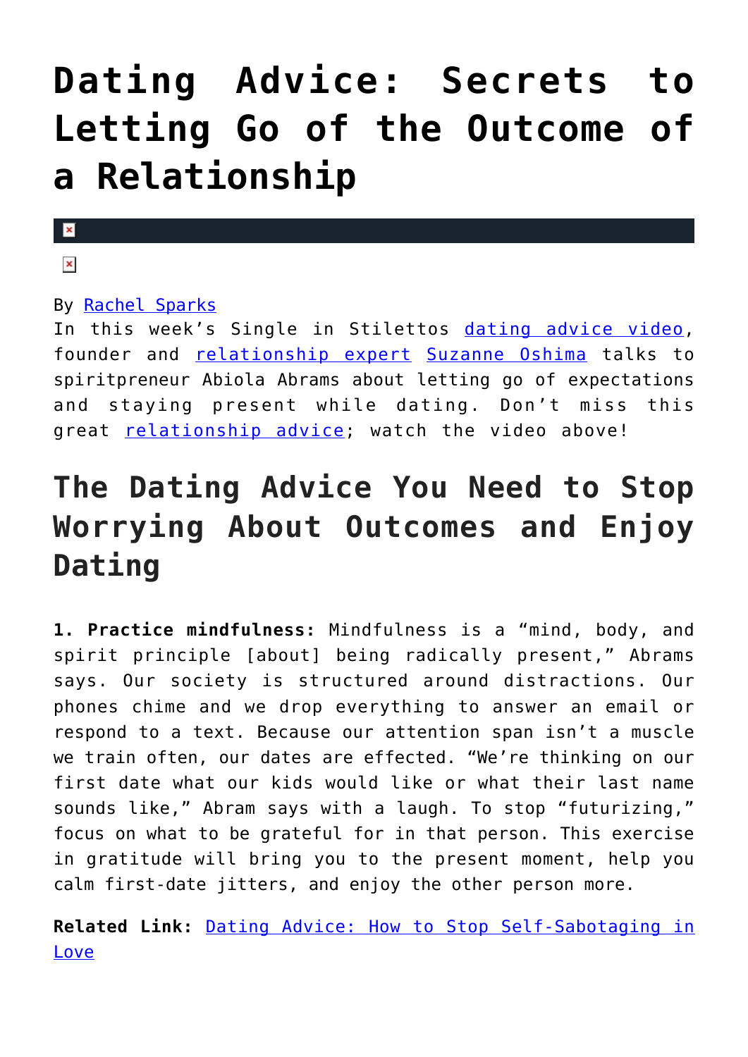# Dating Advice: Secrets to Letting Go of the Outcome of a Relationship

By Rachel Sparks

In this week's Single in Stilettos dating advice video, founder and relationship expert Suzanne Oshima talks to spiritpreneur Abiola Abrams about letting go of expectations and staying present while dating. Don't miss this great relationship advice; watch the video above!

## The Dating Advice You Need to Stop Worrying About Outcomes and Enjoy Dating

**1. Practice mindfulness:** Mindfulness is a "mind, body, and spirit principle [about] being radically present," Abrams says. Our society is structured around distractions. Our phones chime and we drop everything to answer an email or respond to a text. Because our attention span isn't a muscle we train often, our dates are effected. "We're thinking on our first date what our kids would like or what their last name sounds like," Abram says with a laugh. To stop "futurizing," focus on what to be grateful for in that person. This exercise in gratitude will bring you to the present moment, help you calm first-date jitters, and enjoy the other person more.

**Related Link:** Dating Advice: How to Stop Self-Sabotaging in Love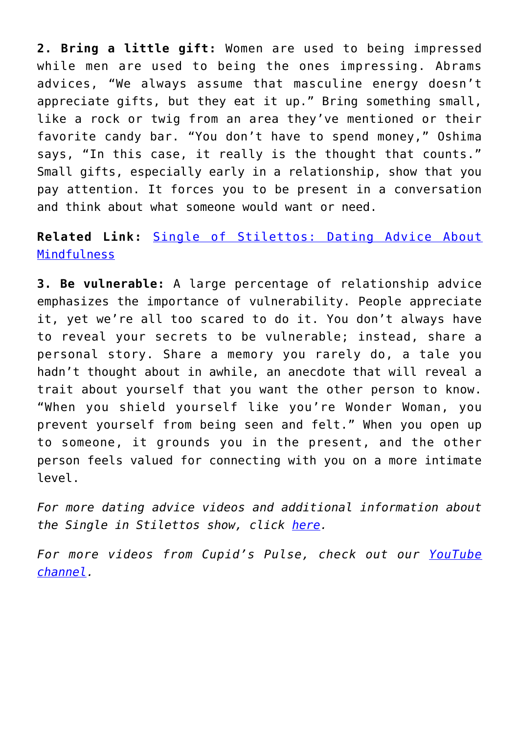**2. Bring a little gift:** Women are used to being impressed while men are used to being the ones impressing. Abrams advices, “We always assume that masculine energy doesn’t appreciate gifts, but they eat it up.” Bring something small, like a rock or twig from an area they’ve mentioned or their favorite candy bar. “You don’t have to spend money,” Oshima says, “In this case, it really is the thought that counts.” Small gifts, especially early in a relationship, show that you pay attention. It forces you to be present in a conversation and think about what someone would want or need.

**Related Link:** [Single of Stilettos: Dating Advice About Mindfulness]()

**3. Be vulnerable:** A large percentage of relationship advice emphasizes the importance of vulnerability. People appreciate it, yet we’re all too scared to do it. You don’t always have to reveal your secrets to be vulnerable; instead, share a personal story. Share a memory you rarely do, a tale you hadn’t thought about in awhile, an anecdote that will reveal a trait about yourself that you want the other person to know. “When you shield yourself like you’re Wonder Woman, you prevent yourself from being seen and felt.” When you open up to someone, it grounds you in the present, and the other person feels valued for connecting with you on a more intimate level.

*For more dating advice videos and additional information about the Single in Stilettos show, click [here]().*

*For more videos from Cupid’s Pulse, check out our [YouTube channel]().*